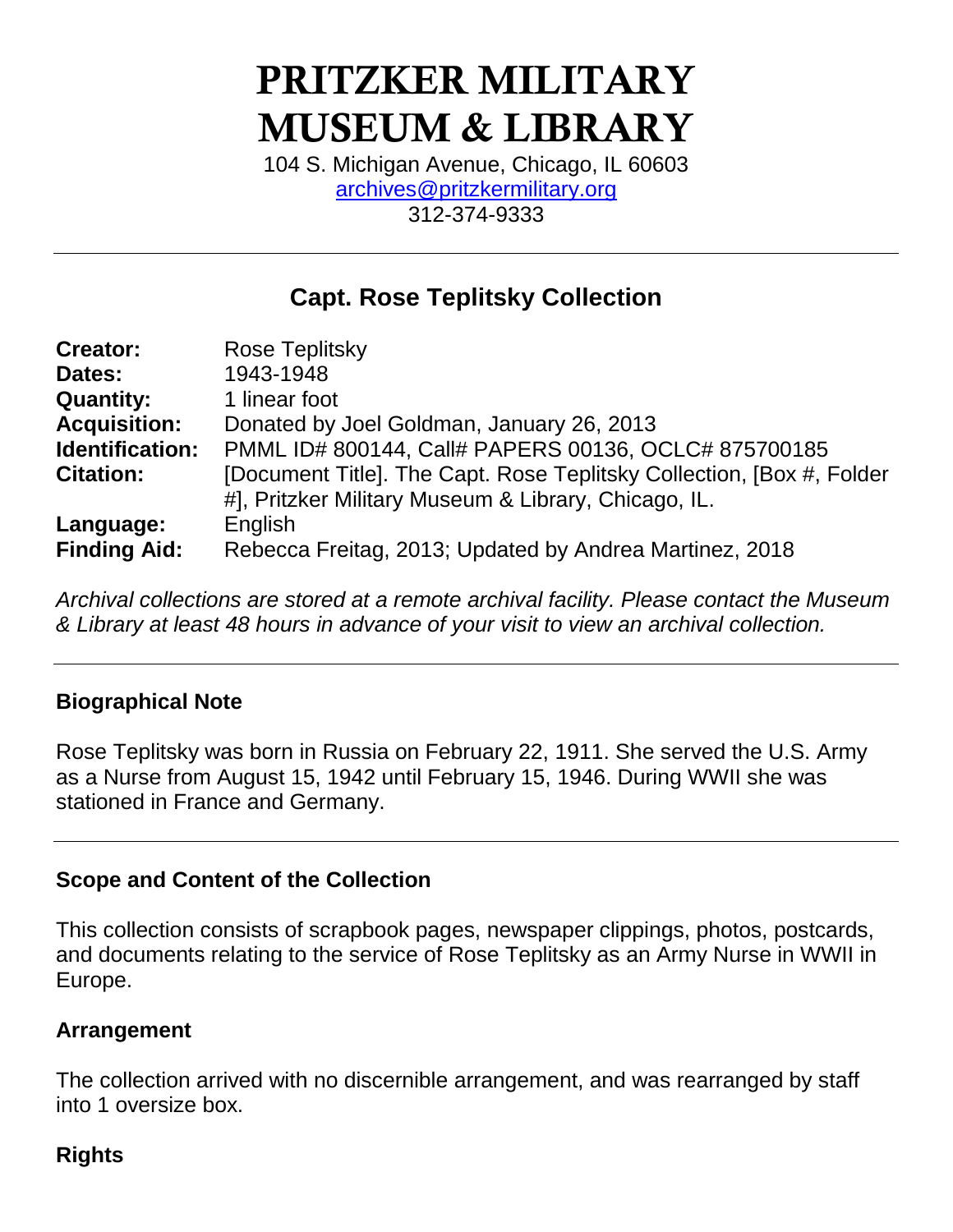# PRITZKER MILITARY MUSEUM & LIBRARY

104 S. Michigan Avenue, Chicago, IL 60603
archives@pritzkermilitary.org
312-374-9333

---

## Capt. Rose Teplitsky Collection

| | |
|---|---|
| **Creator:** | Rose Teplitsky |
| **Dates:** | 1943-1948 |
| **Quantity:** | 1 linear foot |
| **Acquisition:** | Donated by Joel Goldman, January 26, 2013 |
| **Identification:** | PMML ID# 800144, Call# PAPERS 00136, OCLC# 875700185 |
| **Citation:** | [Document Title]. The Capt. Rose Teplitsky Collection, [Box #, Folder #], Pritzker Military Museum & Library, Chicago, IL. |
| **Language:** | English |
| **Finding Aid:** | Rebecca Freitag, 2013; Updated by Andrea Martinez, 2018 |

*Archival collections are stored at a remote archival facility. Please contact the Museum & Library at least 48 hours in advance of your visit to view an archival collection.*

---

### Biographical Note

Rose Teplitsky was born in Russia on February 22, 1911. She served the U.S. Army as a Nurse from August 15, 1942 until February 15, 1946. During WWII she was stationed in France and Germany.

---

### Scope and Content of the Collection

This collection consists of scrapbook pages, newspaper clippings, photos, postcards, and documents relating to the service of Rose Teplitsky as an Army Nurse in WWII in Europe.

### Arrangement

The collection arrived with no discernible arrangement, and was rearranged by staff into 1 oversize box.

### Rights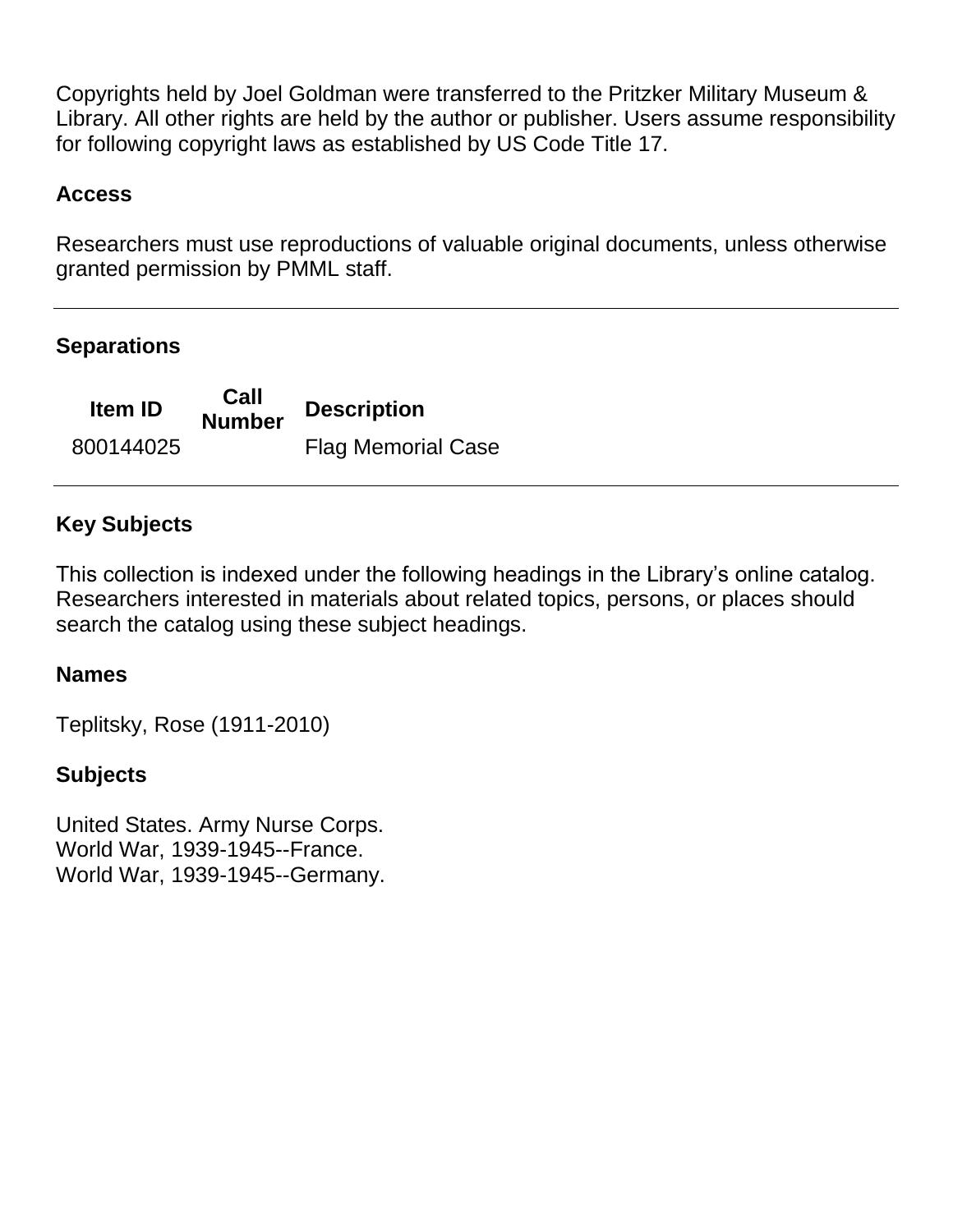Copyrights held by Joel Goldman were transferred to the Pritzker Military Museum & Library. All other rights are held by the author or publisher. Users assume responsibility for following copyright laws as established by US Code Title 17.

### Access

Researchers must use reproductions of valuable original documents, unless otherwise granted permission by PMML staff.

---

### Separations

| Item ID | Call Number | Description |
| --- | --- | --- |
| 800144025 | | Flag Memorial Case |

---

### Key Subjects

This collection is indexed under the following headings in the Library's online catalog. Researchers interested in materials about related topics, persons, or places should search the catalog using these subject headings.

### Names

Teplitsky, Rose (1911-2010)

### Subjects

United States. Army Nurse Corps.
World War, 1939-1945--France.
World War, 1939-1945--Germany.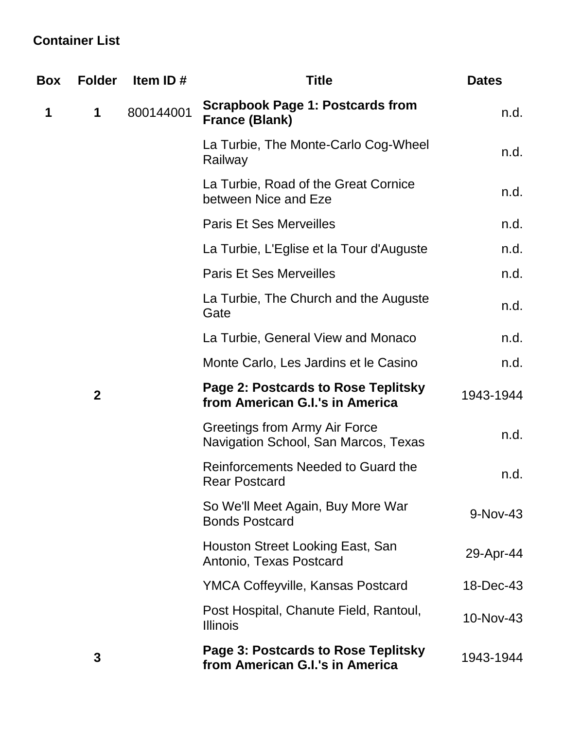**Container List**

| Box | Folder | Item ID # | Title | Dates |
|---|---|---|---|---|
| **1** | **1** | 800144001 | **Scrapbook Page 1: Postcards from France (Blank)** | n.d. |
| | | | La Turbie, The Monte-Carlo Cog-Wheel Railway | n.d. |
| | | | La Turbie, Road of the Great Cornice between Nice and Eze | n.d. |
| | | | Paris Et Ses Merveilles | n.d. |
| | | | La Turbie, L'Eglise et la Tour d'Auguste | n.d. |
| | | | Paris Et Ses Merveilles | n.d. |
| | | | La Turbie, The Church and the Auguste Gate | n.d. |
| | | | La Turbie, General View and Monaco | n.d. |
| | | | Monte Carlo, Les Jardins et le Casino | n.d. |
| | **2** | | **Page 2: Postcards to Rose Teplitsky from American G.I.'s in America** | 1943-1944 |
| | | | Greetings from Army Air Force Navigation School, San Marcos, Texas | n.d. |
| | | | Reinforcements Needed to Guard the Rear Postcard | n.d. |
| | | | So We'll Meet Again, Buy More War Bonds Postcard | 9-Nov-43 |
| | | | Houston Street Looking East, San Antonio, Texas Postcard | 29-Apr-44 |
| | | | YMCA Coffeyville, Kansas Postcard | 18-Dec-43 |
| | | | Post Hospital, Chanute Field, Rantoul, Illinois | 10-Nov-43 |
| | **3** | | **Page 3: Postcards to Rose Teplitsky from American G.I.'s in America** | 1943-1944 |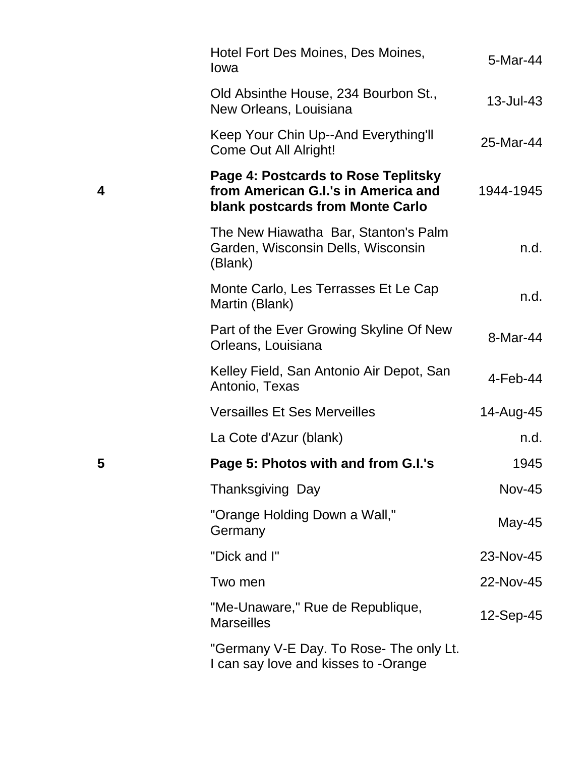| | | |
|---|---|---|
| | Hotel Fort Des Moines, Des Moines, Iowa | 5-Mar-44 |
| | Old Absinthe House, 234 Bourbon St., New Orleans, Louisiana | 13-Jul-43 |
| | Keep Your Chin Up--And Everything'll Come Out All Alright! | 25-Mar-44 |
| **4** | **Page 4: Postcards to Rose Teplitsky from American G.I.'s in America and blank postcards from Monte Carlo** | 1944-1945 |
| | The New Hiawatha Bar, Stanton's Palm Garden, Wisconsin Dells, Wisconsin (Blank) | n.d. |
| | Monte Carlo, Les Terrasses Et Le Cap Martin (Blank) | n.d. |
| | Part of the Ever Growing Skyline Of New Orleans, Louisiana | 8-Mar-44 |
| | Kelley Field, San Antonio Air Depot, San Antonio, Texas | 4-Feb-44 |
| | Versailles Et Ses Merveilles | 14-Aug-45 |
| | La Cote d'Azur (blank) | n.d. |
| **5** | **Page 5: Photos with and from G.I.'s** | 1945 |
| | Thanksgiving Day | Nov-45 |
| | "Orange Holding Down a Wall," Germany | May-45 |
| | "Dick and I" | 23-Nov-45 |
| | Two men | 22-Nov-45 |
| | "Me-Unaware," Rue de Republique, Marseilles | 12-Sep-45 |
| | "Germany V-E Day. To Rose- The only Lt. I can say love and kisses to -Orange | |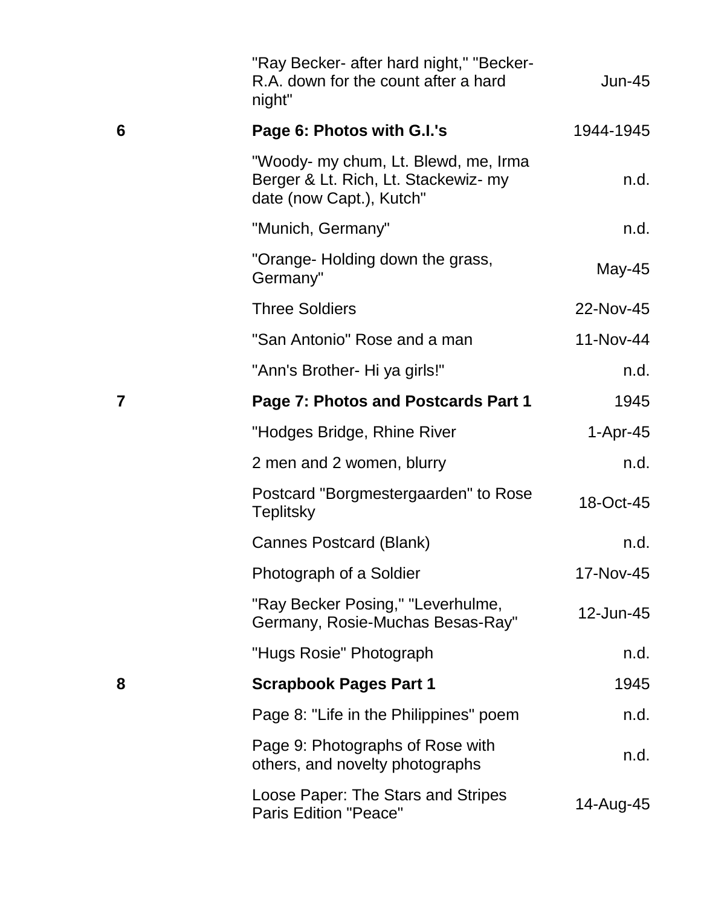| | | |
|---|---|---|
| | "Ray Becker- after hard night," "Becker- R.A. down for the count after a hard night" | Jun-45 |
| **6** | **Page 6: Photos with G.I.'s** | 1944-1945 |
| | "Woody- my chum, Lt. Blewd, me, Irma Berger & Lt. Rich, Lt. Stackewiz- my date (now Capt.), Kutch" | n.d. |
| | "Munich, Germany" | n.d. |
| | "Orange- Holding down the grass, Germany" | May-45 |
| | Three Soldiers | 22-Nov-45 |
| | "San Antonio" Rose and a man | 11-Nov-44 |
| | "Ann's Brother- Hi ya girls!" | n.d. |
| **7** | **Page 7: Photos and Postcards Part 1** | 1945 |
| | "Hodges Bridge, Rhine River | 1-Apr-45 |
| | 2 men and 2 women, blurry | n.d. |
| | Postcard "Borgmestergaarden" to Rose Teplitsky | 18-Oct-45 |
| | Cannes Postcard (Blank) | n.d. |
| | Photograph of a Soldier | 17-Nov-45 |
| | "Ray Becker Posing," "Leverhulme, Germany, Rosie-Muchas Besas-Ray" | 12-Jun-45 |
| | "Hugs Rosie" Photograph | n.d. |
| **8** | **Scrapbook Pages Part 1** | 1945 |
| | Page 8: "Life in the Philippines" poem | n.d. |
| | Page 9: Photographs of Rose with others, and novelty photographs | n.d. |
| | Loose Paper: The Stars and Stripes Paris Edition "Peace" | 14-Aug-45 |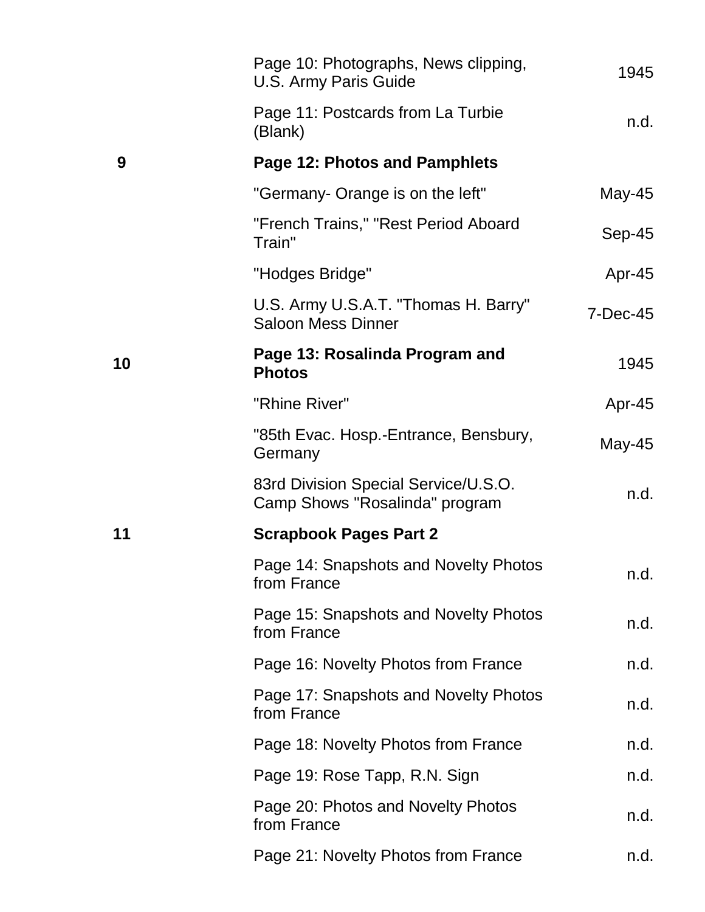| | | |
|---|---|---|
| | Page 10: Photographs, News clipping, U.S. Army Paris Guide | 1945 |
| | Page 11: Postcards from La Turbie (Blank) | n.d. |
| **9** | **Page 12: Photos and Pamphlets** | |
| | "Germany- Orange is on the left" | May-45 |
| | "French Trains," "Rest Period Aboard Train" | Sep-45 |
| | "Hodges Bridge" | Apr-45 |
| | U.S. Army U.S.A.T. "Thomas H. Barry" Saloon Mess Dinner | 7-Dec-45 |
| **10** | **Page 13: Rosalinda Program and Photos** | 1945 |
| | "Rhine River" | Apr-45 |
| | "85th Evac. Hosp.-Entrance, Bensbury, Germany | May-45 |
| | 83rd Division Special Service/U.S.O. Camp Shows "Rosalinda" program | n.d. |
| **11** | **Scrapbook Pages Part 2** | |
| | Page 14: Snapshots and Novelty Photos from France | n.d. |
| | Page 15: Snapshots and Novelty Photos from France | n.d. |
| | Page 16: Novelty Photos from France | n.d. |
| | Page 17: Snapshots and Novelty Photos from France | n.d. |
| | Page 18: Novelty Photos from France | n.d. |
| | Page 19: Rose Tapp, R.N. Sign | n.d. |
| | Page 20: Photos and Novelty Photos from France | n.d. |
| | Page 21: Novelty Photos from France | n.d. |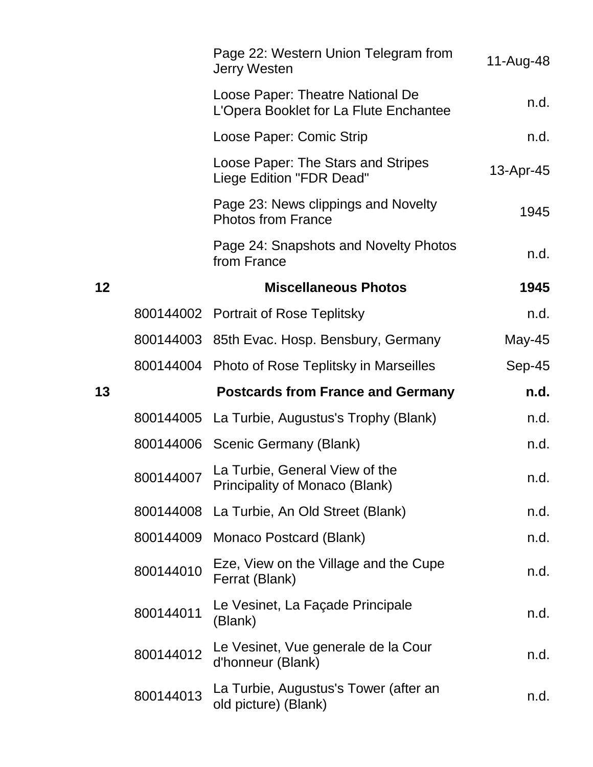| | | | |
|---|---|---|---|
| | | Page 22: Western Union Telegram from Jerry Westen | 11-Aug-48 |
| | | Loose Paper: Theatre National De L'Opera Booklet for La Flute Enchantee | n.d. |
| | | Loose Paper: Comic Strip | n.d. |
| | | Loose Paper: The Stars and Stripes Liege Edition "FDR Dead" | 13-Apr-45 |
| | | Page 23: News clippings and Novelty Photos from France | 1945 |
| | | Page 24: Snapshots and Novelty Photos from France | n.d. |
| **12** | | **Miscellaneous Photos** | **1945** |
| | 800144002 | Portrait of Rose Teplitsky | n.d. |
| | 800144003 | 85th Evac. Hosp. Bensbury, Germany | May-45 |
| | 800144004 | Photo of Rose Teplitsky in Marseilles | Sep-45 |
| **13** | | **Postcards from France and Germany** | **n.d.** |
| | 800144005 | La Turbie, Augustus's Trophy (Blank) | n.d. |
| | 800144006 | Scenic Germany (Blank) | n.d. |
| | 800144007 | La Turbie, General View of the Principality of Monaco (Blank) | n.d. |
| | 800144008 | La Turbie, An Old Street (Blank) | n.d. |
| | 800144009 | Monaco Postcard (Blank) | n.d. |
| | 800144010 | Eze, View on the Village and the Cupe Ferrat (Blank) | n.d. |
| | 800144011 | Le Vesinet, La Façade Principale (Blank) | n.d. |
| | 800144012 | Le Vesinet, Vue generale de la Cour d'honneur (Blank) | n.d. |
| | 800144013 | La Turbie, Augustus's Tower (after an old picture) (Blank) | n.d. |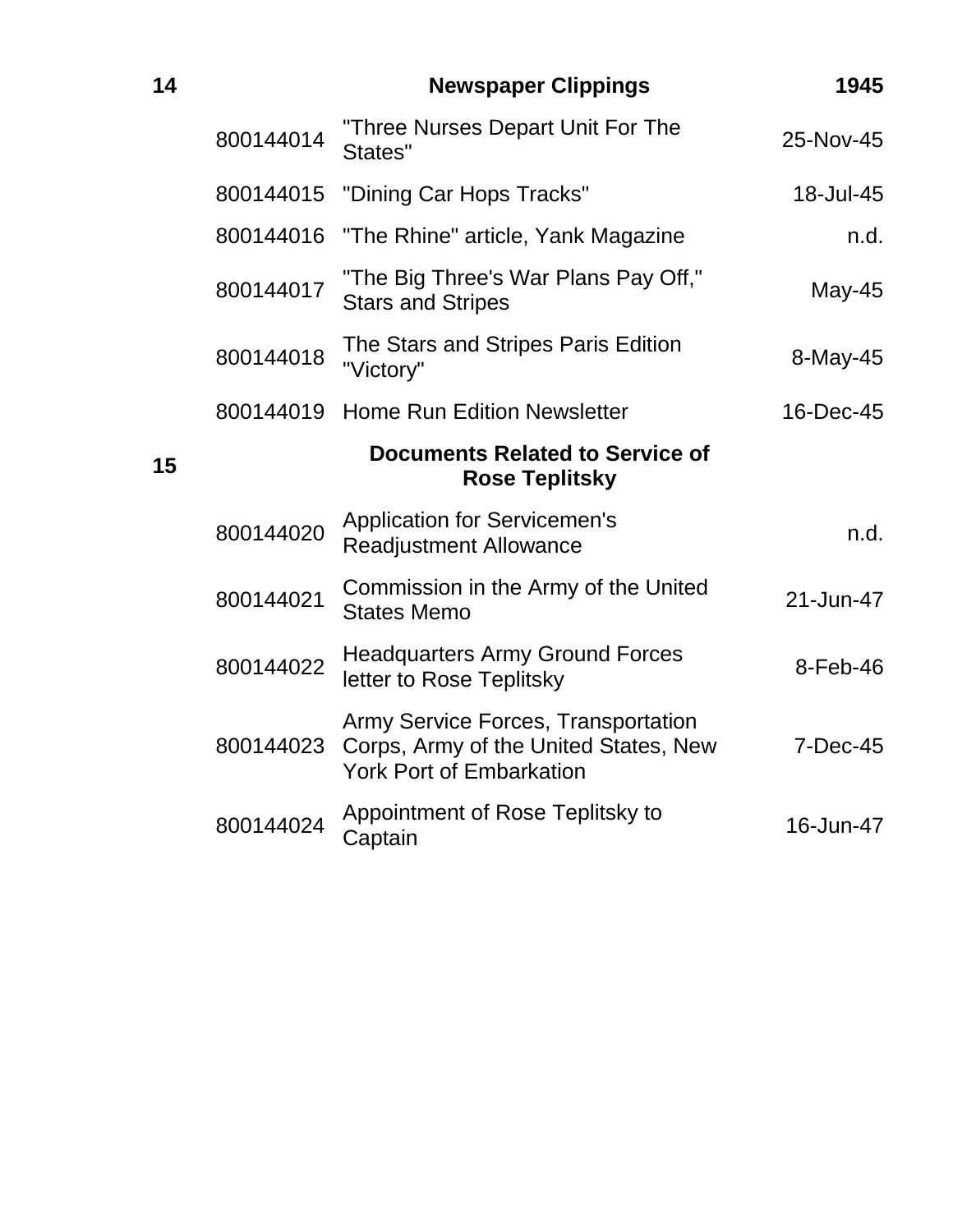| | | | |
|---|---|---|---|
| **14** | | **Newspaper Clippings** | **1945** |
| | 800144014 | "Three Nurses Depart Unit For The States" | 25-Nov-45 |
| | 800144015 | "Dining Car Hops Tracks" | 18-Jul-45 |
| | 800144016 | "The Rhine" article, Yank Magazine | n.d. |
| | 800144017 | "The Big Three's War Plans Pay Off," Stars and Stripes | May-45 |
| | 800144018 | The Stars and Stripes Paris Edition "Victory" | 8-May-45 |
| | 800144019 | Home Run Edition Newsletter | 16-Dec-45 |
| **15** | | **Documents Related to Service of Rose Teplitsky** | |
| | 800144020 | Application for Servicemen's Readjustment Allowance | n.d. |
| | 800144021 | Commission in the Army of the United States Memo | 21-Jun-47 |
| | 800144022 | Headquarters Army Ground Forces letter to Rose Teplitsky | 8-Feb-46 |
| | 800144023 | Army Service Forces, Transportation Corps, Army of the United States, New York Port of Embarkation | 7-Dec-45 |
| | 800144024 | Appointment of Rose Teplitsky to Captain | 16-Jun-47 |